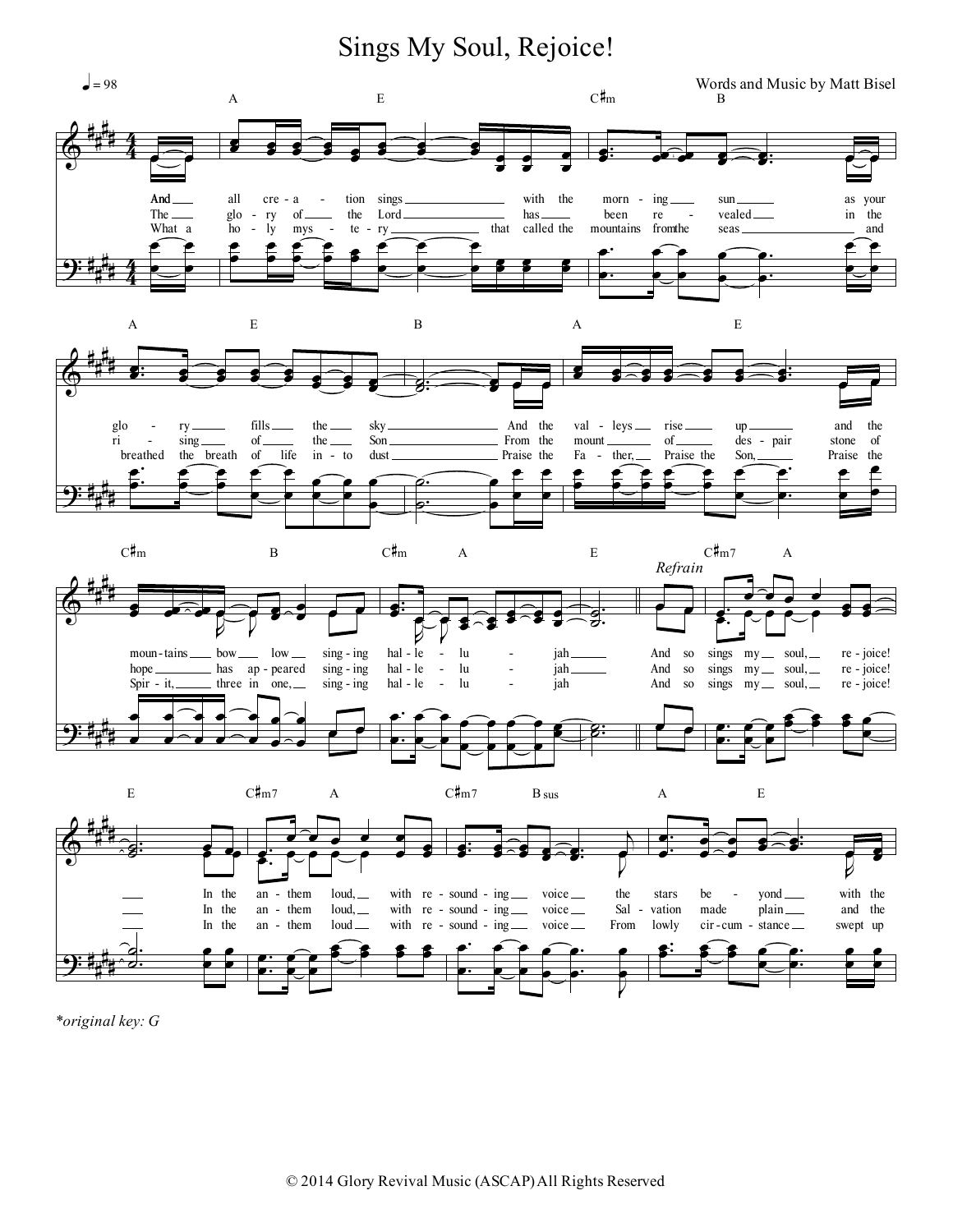# Sings My Soul, Rejoice!

♩ = 98

Words and Music by Matt Bisel

*original key: G

© 2014 Glory Revival Music (ASCAP) All Rights Reserved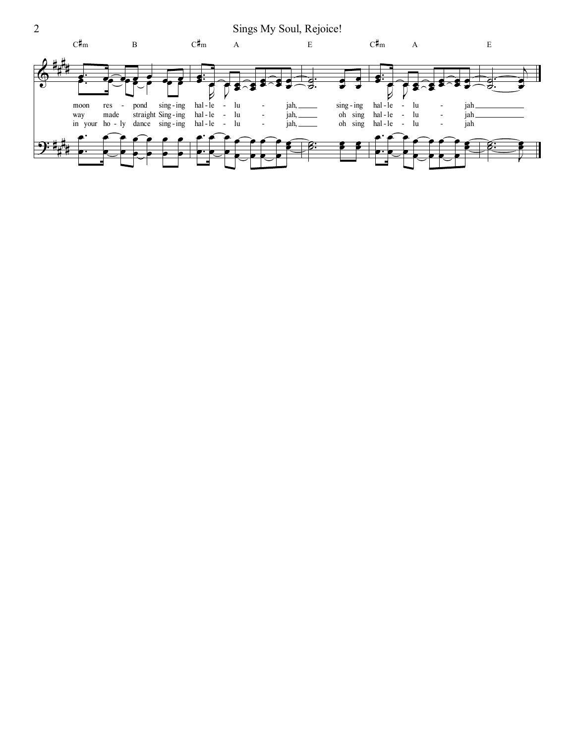C♯m B C♯m A E C♯m A E

moon res - pond sing - ing hal - le - lu - jah, sing - ing hal - le - lu - jah

way made straight Sing - ing hal - le - lu - jah, oh sing hal - le - lu - jah

in your ho - ly dance sing - ing hal - le - lu - jah, oh sing hal - le - lu - jah